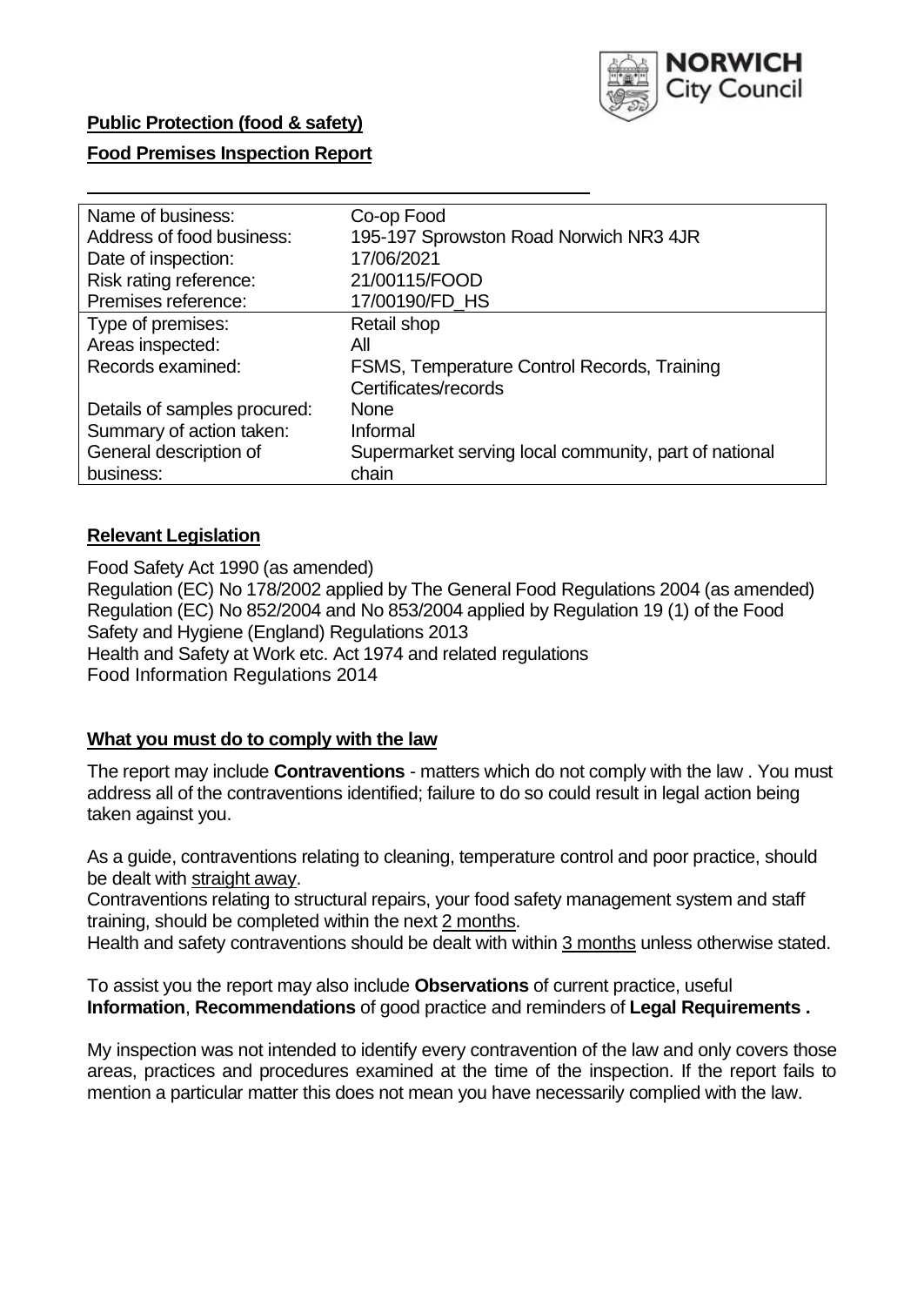**Public Protection (food & safety)**

**Food Premises Inspection Report**

| Name of business: | Co-op Food |
|---|---|
| Address of food business: | 195-197 Sprowston Road Norwich NR3 4JR |
| Date of inspection: | 17/06/2021 |
| Risk rating reference: | 21/00115/FOOD |
| Premises reference: | 17/00190/FD_HS |
| Type of premises: | Retail shop |
| Areas inspected: | All |
| Records examined: | FSMS, Temperature Control Records, Training Certificates/records |
| Details of samples procured: | None |
| Summary of action taken: | Informal |
| General description of business: | Supermarket serving local community, part of national chain |

## Relevant Legislation

Food Safety Act 1990 (as amended)
Regulation (EC) No 178/2002 applied by The General Food Regulations 2004 (as amended)
Regulation (EC) No 852/2004 and No 853/2004 applied by Regulation 19 (1) of the Food Safety and Hygiene (England) Regulations 2013
Health and Safety at Work etc. Act 1974 and related regulations
Food Information Regulations 2014

## What you must do to comply with the law

The report may include **Contraventions** - matters which do not comply with the law . You must address all of the contraventions identified; failure to do so could result in legal action being taken against you.

As a guide, contraventions relating to cleaning, temperature control and poor practice, should be dealt with straight away.
Contraventions relating to structural repairs, your food safety management system and staff training, should be completed within the next 2 months.
Health and safety contraventions should be dealt with within 3 months unless otherwise stated.

To assist you the report may also include **Observations** of current practice, useful **Information**, **Recommendations** of good practice and reminders of **Legal Requirements .**

My inspection was not intended to identify every contravention of the law and only covers those areas, practices and procedures examined at the time of the inspection. If the report fails to mention a particular matter this does not mean you have necessarily complied with the law.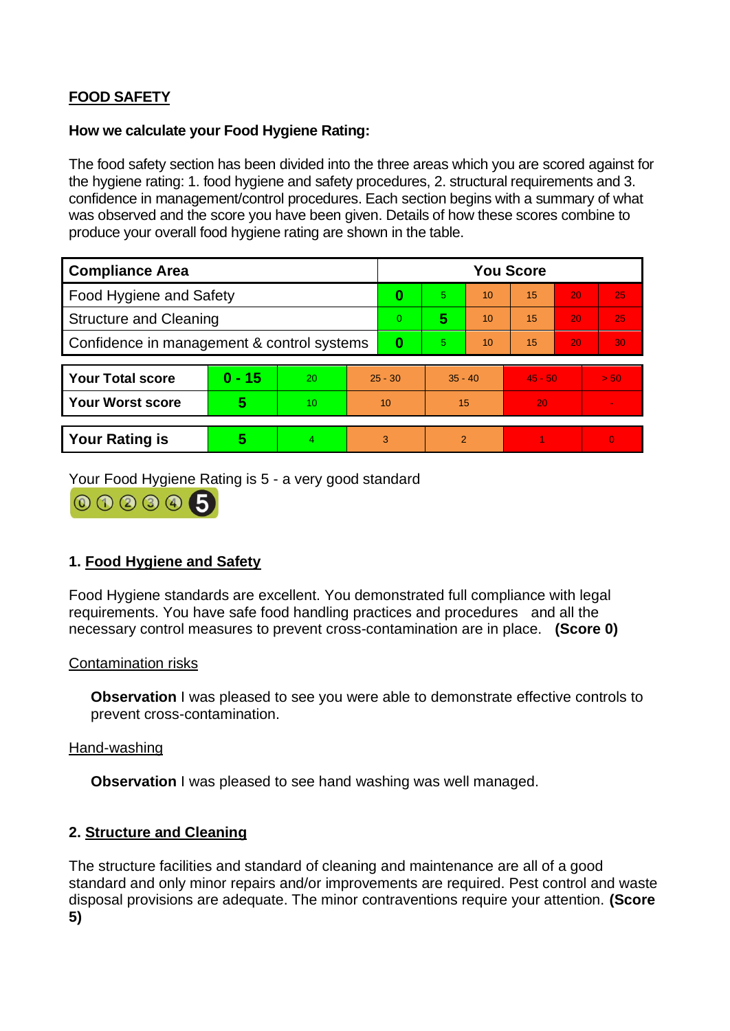## FOOD SAFETY

**How we calculate your Food Hygiene Rating:**

The food safety section has been divided into the three areas which you are scored against for the hygiene rating: 1. food hygiene and safety procedures, 2. structural requirements and 3. confidence in management/control procedures. Each section begins with a summary of what was observed and the score you have been given. Details of how these scores combine to produce your overall food hygiene rating are shown in the table.

| Compliance Area | You Score | | | | | |
|---|---|---|---|---|---|---|
| Food Hygiene and Safety | **0** | 5 | 10 | 15 | 20 | 25 |
| Structure and Cleaning | 0 | **5** | 10 | 15 | 20 | 25 |
| Confidence in management & control systems | **0** | 5 | 10 | 15 | 20 | 30 |

| | | | | | | |
|---|---|---|---|---|---|---|
| **Your Total score** | **0 - 15** | 20 | 25 - 30 | 35 - 40 | 45 - 50 | > 50 |
| **Your Worst score** | **5** | 10 | 10 | 15 | 20 | - |
| **Your Rating is** | **5** | 4 | 3 | 2 | 1 | 0 |

Your Food Hygiene Rating is 5 - a very good standard

### 1. Food Hygiene and Safety

Food Hygiene standards are excellent. You demonstrated full compliance with legal requirements. You have safe food handling practices and procedures and all the necessary control measures to prevent cross-contamination are in place. **(Score 0)**

Contamination risks

**Observation** I was pleased to see you were able to demonstrate effective controls to prevent cross-contamination.

Hand-washing

**Observation** I was pleased to see hand washing was well managed.

### 2. Structure and Cleaning

The structure facilities and standard of cleaning and maintenance are all of a good standard and only minor repairs and/or improvements are required. Pest control and waste disposal provisions are adequate. The minor contraventions require your attention. **(Score 5)**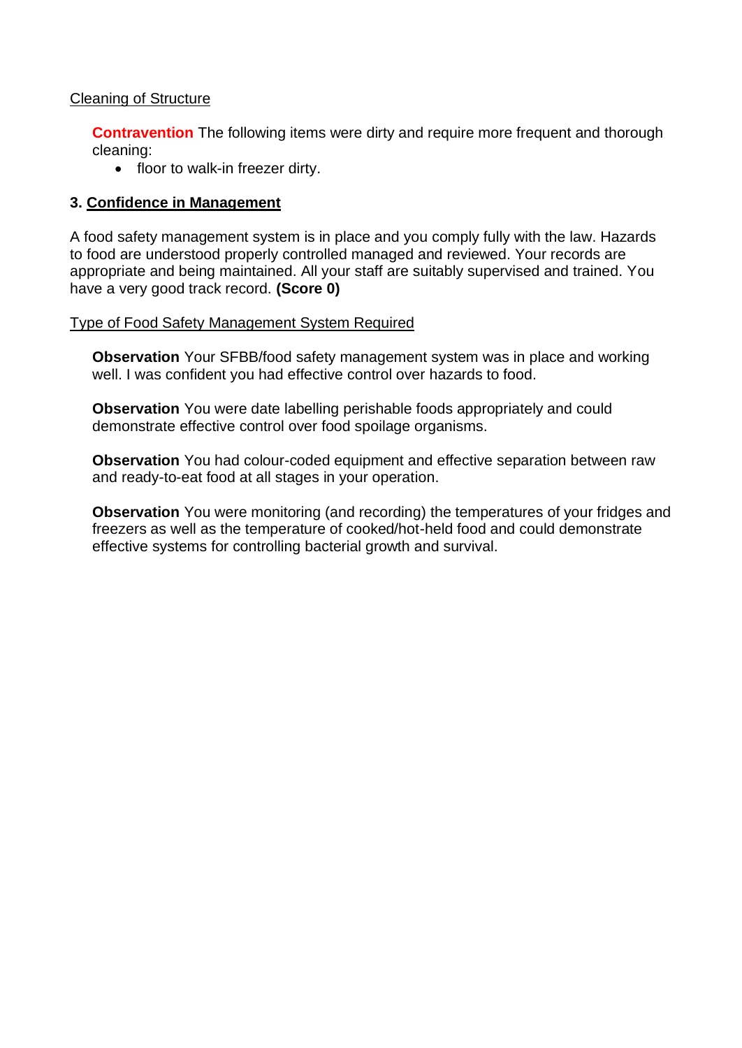Cleaning of Structure

**Contravention** The following items were dirty and require more frequent and thorough cleaning:

- floor to walk-in freezer dirty.

### 3. Confidence in Management

A food safety management system is in place and you comply fully with the law. Hazards to food are understood properly controlled managed and reviewed. Your records are appropriate and being maintained. All your staff are suitably supervised and trained. You have a very good track record. **(Score 0)**

Type of Food Safety Management System Required

**Observation** Your SFBB/food safety management system was in place and working well. I was confident you had effective control over hazards to food.

**Observation** You were date labelling perishable foods appropriately and could demonstrate effective control over food spoilage organisms.

**Observation** You had colour-coded equipment and effective separation between raw and ready-to-eat food at all stages in your operation.

**Observation** You were monitoring (and recording) the temperatures of your fridges and freezers as well as the temperature of cooked/hot-held food and could demonstrate effective systems for controlling bacterial growth and survival.